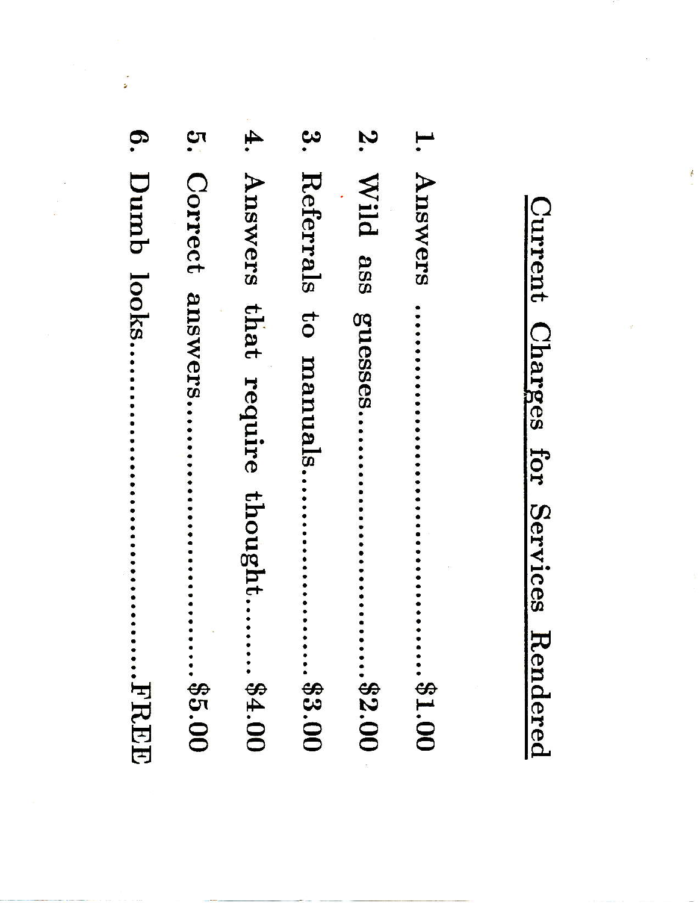# Current Charges for Services Rendered

1. Answers ........................................ $1.00
2. Wild ass guesses........................ $2.00
3. Referrals to manuals.................. $3.00
4. Answers that require thought......... $4.00
5. Correct answers........................ $5.00
6. Dumb looks................................FREE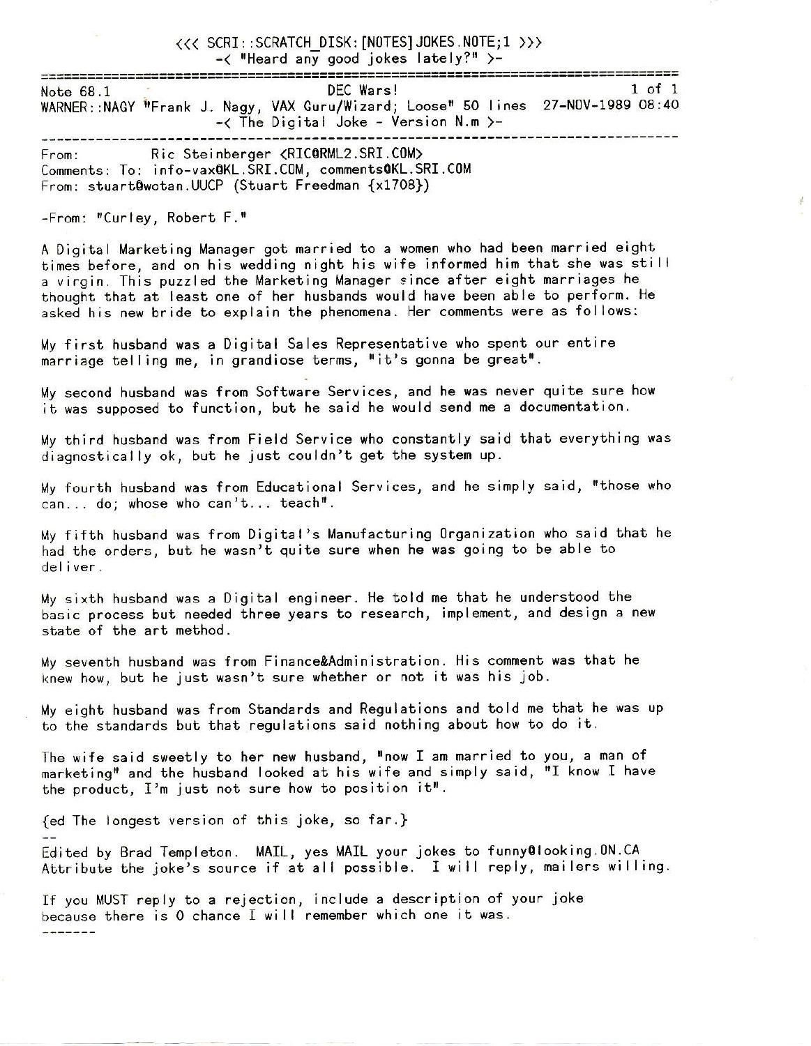<<< SCRI::SCRATCH_DISK:[NOTES]JOKES.NOTE;1 >>>
-< "Heard any good jokes lately?" >-

================================================================================

Note 68.1 DEC Wars! 1 of 1
WARNER::NAGY "Frank J. Nagy, VAX Guru/Wizard; Loose" 50 lines 27-NOV-1989 08:40
-< The Digital Joke - Version N.m >-

--------------------------------------------------------------------------------

From: Ric Steinberger <RIC@RML2.SRI.COM>
Comments: To: info-vax@KL.SRI.COM, comments@KL.SRI.COM
From: stuart@wotan.UUCP (Stuart Freedman {x1708})

-From: "Curley, Robert F."

A Digital Marketing Manager got married to a women who had been married eight times before, and on his wedding night his wife informed him that she was still a virgin. This puzzled the Marketing Manager since after eight marriages he thought that at least one of her husbands would have been able to perform. He asked his new bride to explain the phenomena. Her comments were as follows:

My first husband was a Digital Sales Representative who spent our entire marriage telling me, in grandiose terms, "it's gonna be great".

My second husband was from Software Services, and he was never quite sure how it was supposed to function, but he said he would send me a documentation.

My third husband was from Field Service who constantly said that everything was diagnostically ok, but he just couldn't get the system up.

My fourth husband was from Educational Services, and he simply said, "those who can... do; whose who can't... teach".

My fifth husband was from Digital's Manufacturing Organization who said that he had the orders, but he wasn't quite sure when he was going to be able to deliver.

My sixth husband was a Digital engineer. He told me that he understood the basic process but needed three years to research, implement, and design a new state of the art method.

My seventh husband was from Finance&Administration. His comment was that he knew how, but he just wasn't sure whether or not it was his job.

My eight husband was from Standards and Regulations and told me that he was up to the standards but that regulations said nothing about how to do it.

The wife said sweetly to her new husband, "now I am married to you, a man of marketing" and the husband looked at his wife and simply said, "I know I have the product, I'm just not sure how to position it".

{ed The longest version of this joke, so far.}

--
Edited by Brad Templeton. MAIL, yes MAIL your jokes to funny@looking.ON.CA
Attribute the joke's source if at all possible. I will reply, mailers willing.

If you MUST reply to a rejection, include a description of your joke because there is 0 chance I will remember which one it was.

-------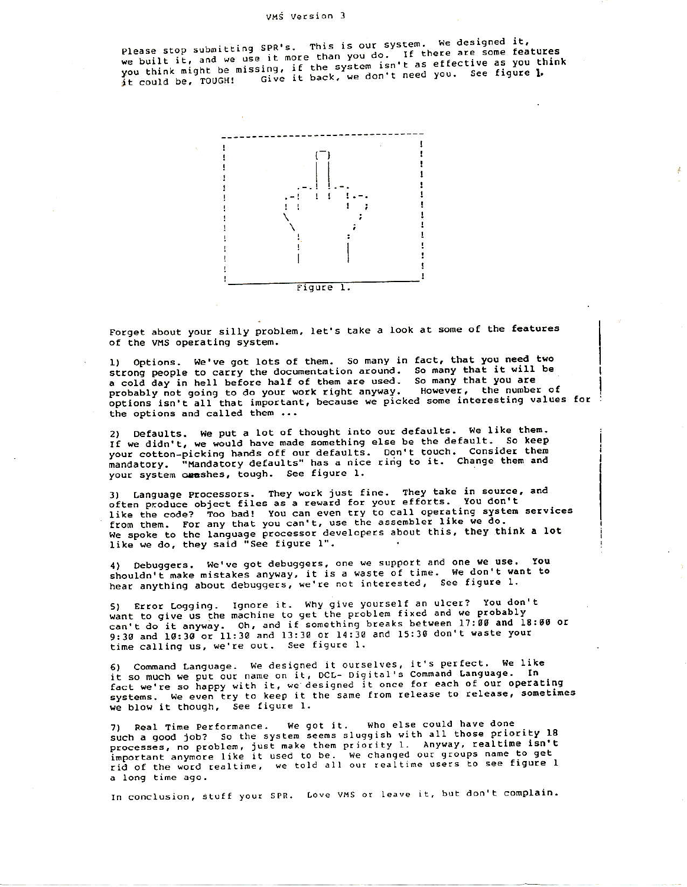VMS Version 3

Please stop submitting SPR's. This is our system. We designed it, we built it, and we use it more than you do. If there are some features you think might be missing, if the system isn't as effective as you think it could be, TOUGH! Give it back, we don't need you. See figure 1.

```
 ---------------------------------
!                                 !
!            (¯)                  !
!            | |                  !
!          .-! !-.                !
!        .-! ! ! !.-.             !
!        ! !     !  ;             !
!        \         ;              !
!         \       ;               !
!          !      :               !
!          |      |               !
!                                 !
 ---------------------------------
```

Figure 1.

Forget about your silly problem, let's take a look at some of the features of the VMS operating system.

1) Options. We've got lots of them. So many in fact, that you need two strong people to carry the documentation around. So many that it will be a cold day in hell before half of them are used. So many that you are probably not going to do your work right anyway. However, the number of options isn't all that important, because we picked some interesting values for the options and called them ...

2) Defaults. We put a lot of thought into our defaults. We like them. If we didn't, we would have made something else be the default. So keep your cotton-picking hands off our defaults. Don't touch. Consider them mandatory. "Mandatory defaults" has a nice ring to it. Change them and your system crashes, tough. See figure 1.

3) Language Processors. They work just fine. They take in source, and often produce object files as a reward for your efforts. You don't like the code? Too bad! You can even try to call operating system services from them. For any that you can't, use the assembler like we do. We spoke to the language processor developers about this, they think a lot like we do, they said "See figure 1".

4) Debuggers. We've got debuggers, one we support and one we use. You shouldn't make mistakes anyway, it is a waste of time. We don't want to hear anything about debuggers, we're not interested, See figure 1.

5) Error Logging. Ignore it. Why give yourself an ulcer? You don't want to give us the machine to get the problem fixed and we probably can't do it anyway. Oh, and if something breaks between 17:00 and 18:00 or 9:30 and 10:30 or 11:30 and 13:30 or 14:30 and 15:30 don't waste your time calling us, we're out. See figure 1.

6) Command Language. We designed it ourselves, it's perfect. We like it so much we put our name on it, DCL- Digital's Command Language. In fact we're so happy with it, we designed it once for each of our operating systems. We even try to keep it the same from release to release, sometimes we blow it though, See figure 1.

7) Real Time Performance. We got it. Who else could have done such a good job? So the system seems sluggish with all those priority 18 processes, no problem, just make them priority 1. Anyway, realtime isn't important anymore like it used to be. We changed our groups name to get rid of the word realtime, we told all our realtime users to see figure 1 a long time ago.

In conclusion, stuff your SPR. Love VMS or leave it, but don't complain.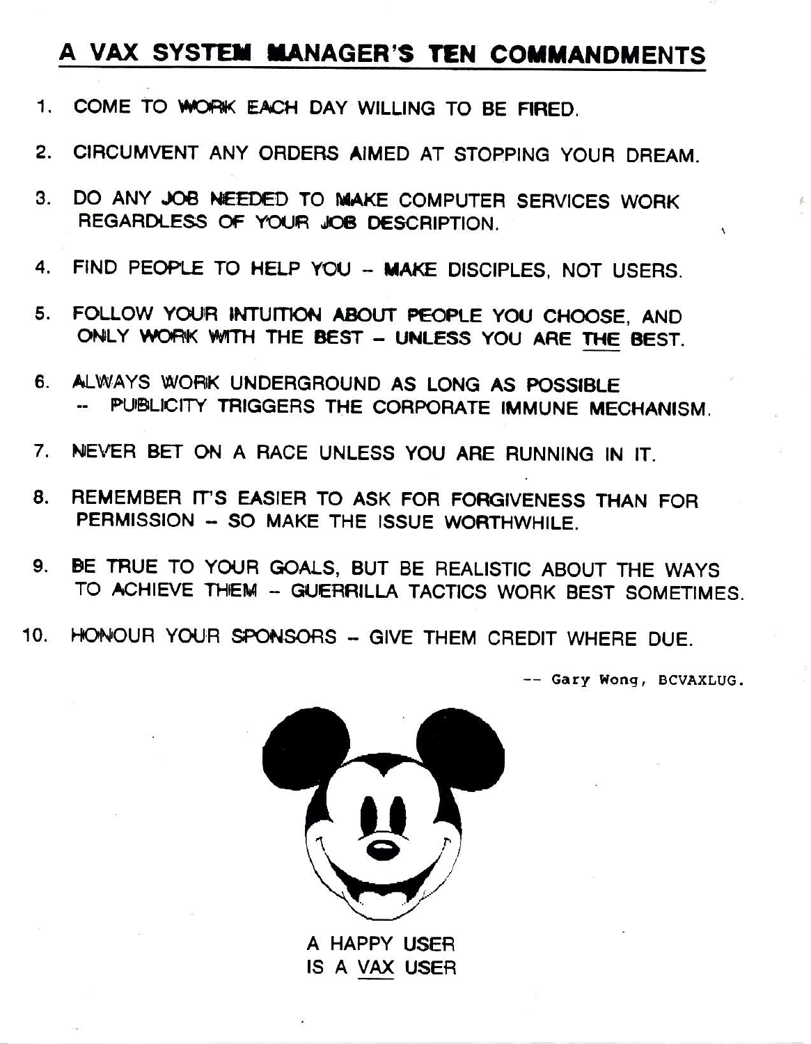# A VAX SYSTEM MANAGER'S TEN COMMANDMENTS

1. COME TO WORK EACH DAY WILLING TO BE FIRED.
2. CIRCUMVENT ANY ORDERS AIMED AT STOPPING YOUR DREAM.
3. DO ANY JOB NEEDED TO MAKE COMPUTER SERVICES WORK REGARDLESS OF YOUR JOB DESCRIPTION.
4. FIND PEOPLE TO HELP YOU – MAKE DISCIPLES, NOT USERS.
5. FOLLOW YOUR INTUITION ABOUT PEOPLE YOU CHOOSE, AND ONLY WORK WITH THE BEST – UNLESS YOU ARE THE BEST.
6. ALWAYS WORK UNDERGROUND AS LONG AS POSSIBLE -- PUBLICITY TRIGGERS THE CORPORATE IMMUNE MECHANISM.
7. NEVER BET ON A RACE UNLESS YOU ARE RUNNING IN IT.
8. REMEMBER IT'S EASIER TO ASK FOR FORGIVENESS THAN FOR PERMISSION – SO MAKE THE ISSUE WORTHWHILE.
9. BE TRUE TO YOUR GOALS, BUT BE REALISTIC ABOUT THE WAYS TO ACHIEVE THEM – GUERRILLA TACTICS WORK BEST SOMETIMES.
10. HONOUR YOUR SPONSORS – GIVE THEM CREDIT WHERE DUE.

-- Gary Wong, BCVAXLUG.

A HAPPY USER
IS A VAX USER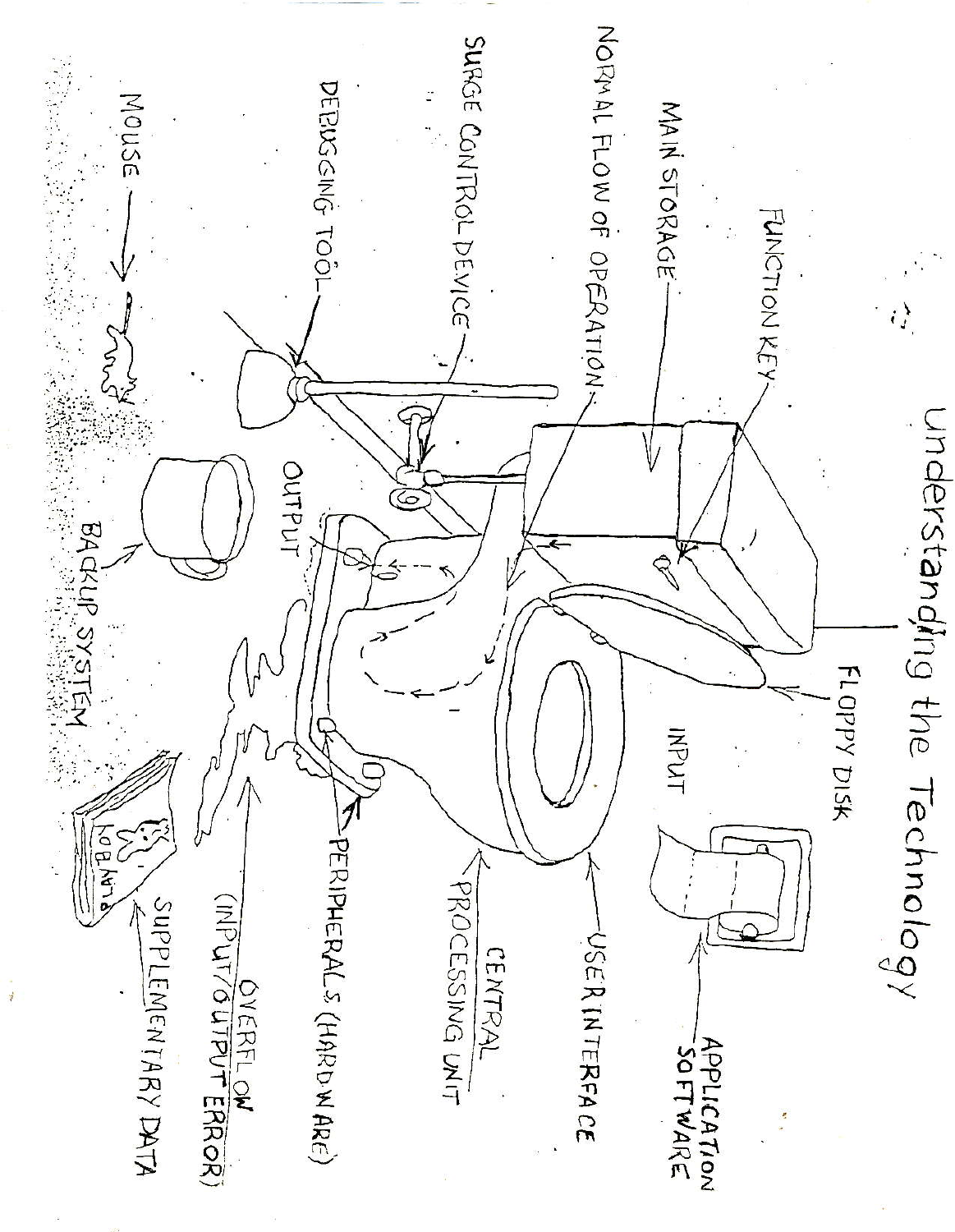# Understanding the Technology

FUNCTION KEY

MAIN STORAGE

NORMAL FLOW OF OPERATION

SURGE CONTROL DEVICE

DEBUGGING TOOL

MOUSE

OUTPUT

BACKUP SYSTEM

FLOPPY DISK

INPUT

APPLICATION SOFTWARE

USER INTERFACE

CENTRAL PROCESSING UNIT

PERIPHERALS (HARDWARE)

OVERFLOW (INPUT/OUTPUT ERROR)

SUPPLEMENTARY DATA